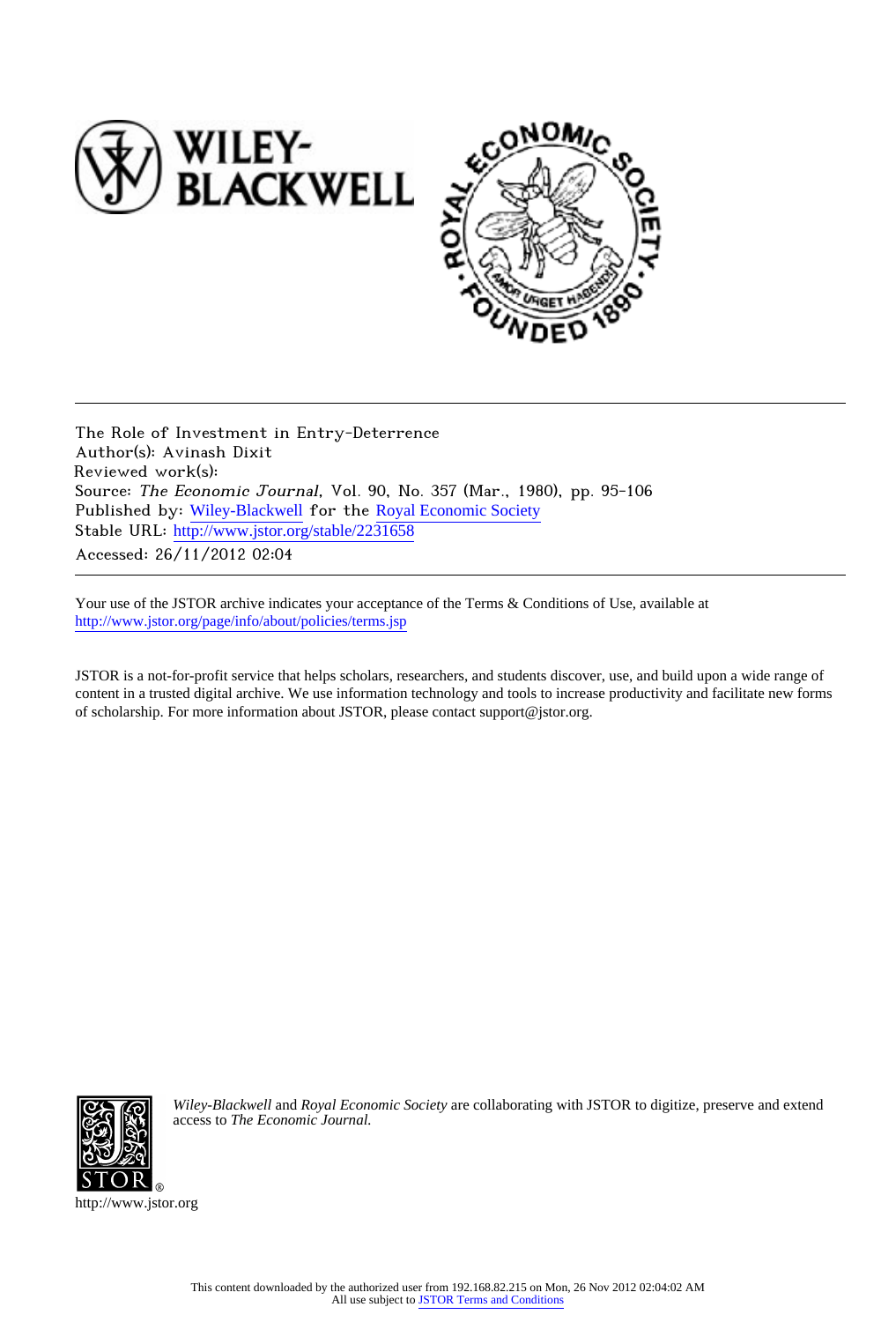The Role of Investment in Entry-Deterrence
Author(s): Avinash Dixit
Reviewed work(s):
Source: *The Economic Journal*, Vol. 90, No. 357 (Mar., 1980), pp. 95-106
Published by: Wiley-Blackwell for the Royal Economic Society
Stable URL: http://www.jstor.org/stable/2231658
Accessed: 26/11/2012 02:04

---

Your use of the JSTOR archive indicates your acceptance of the Terms & Conditions of Use, available at
http://www.jstor.org/page/info/about/policies/terms.jsp

JSTOR is a not-for-profit service that helps scholars, researchers, and students discover, use, and build upon a wide range of content in a trusted digital archive. We use information technology and tools to increase productivity and facilitate new forms of scholarship. For more information about JSTOR, please contact support@jstor.org.

*Wiley-Blackwell* and *Royal Economic Society* are collaborating with JSTOR to digitize, preserve and extend access to *The Economic Journal.*

http://www.jstor.org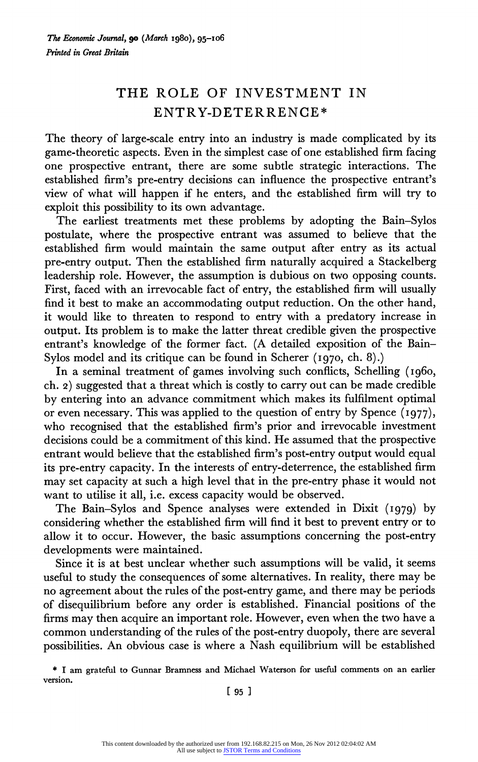# THE ROLE OF INVESTMENT IN ENTRY-DETERRENCE*

The theory of large-scale entry into an industry is made complicated by its game-theoretic aspects. Even in the simplest case of one established firm facing one prospective entrant, there are some subtle strategic interactions. The established firm's pre-entry decisions can influence the prospective entrant's view of what will happen if he enters, and the established firm will try to exploit this possibility to its own advantage.

The earliest treatments met these problems by adopting the Bain–Sylos postulate, where the prospective entrant was assumed to believe that the established firm would maintain the same output after entry as its actual pre-entry output. Then the established firm naturally acquired a Stackelberg leadership role. However, the assumption is dubious on two opposing counts. First, faced with an irrevocable fact of entry, the established firm will usually find it best to make an accommodating output reduction. On the other hand, it would like to threaten to respond to entry with a predatory increase in output. Its problem is to make the latter threat credible given the prospective entrant's knowledge of the former fact. (A detailed exposition of the Bain–Sylos model and its critique can be found in Scherer (1970, ch. 8).)

In a seminal treatment of games involving such conflicts, Schelling (1960, ch. 2) suggested that a threat which is costly to carry out can be made credible by entering into an advance commitment which makes its fulfilment optimal or even necessary. This was applied to the question of entry by Spence (1977), who recognised that the established firm's prior and irrevocable investment decisions could be a commitment of this kind. He assumed that the prospective entrant would believe that the established firm's post-entry output would equal its pre-entry capacity. In the interests of entry-deterrence, the established firm may set capacity at such a high level that in the pre-entry phase it would not want to utilise it all, i.e. excess capacity would be observed.

The Bain–Sylos and Spence analyses were extended in Dixit (1979) by considering whether the established firm will find it best to prevent entry or to allow it to occur. However, the basic assumptions concerning the post-entry developments were maintained.

Since it is at best unclear whether such assumptions will be valid, it seems useful to study the consequences of some alternatives. In reality, there may be no agreement about the rules of the post-entry game, and there may be periods of disequilibrium before any order is established. Financial positions of the firms may then acquire an important role. However, even when the two have a common understanding of the rules of the post-entry duopoly, there are several possibilities. An obvious case is where a Nash equilibrium will be established

\* I am grateful to Gunnar Bramness and Michael Waterson for useful comments on an earlier version.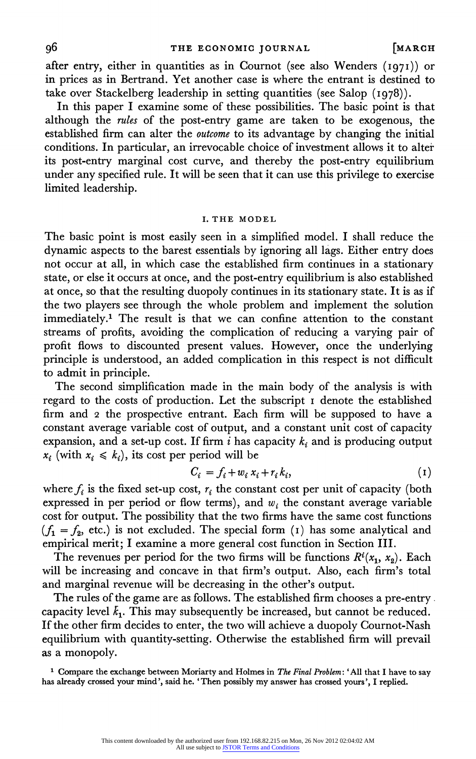after entry, either in quantities as in Cournot (see also Wenders (1971)) or in prices as in Bertrand. Yet another case is where the entrant is destined to take over Stackelberg leadership in setting quantities (see Salop (1978)).

In this paper I examine some of these possibilities. The basic point is that although the *rules* of the post-entry game are taken to be exogenous, the established firm can alter the *outcome* to its advantage by changing the initial conditions. In particular, an irrevocable choice of investment allows it to alter its post-entry marginal cost curve, and thereby the post-entry equilibrium under any specified rule. It will be seen that it can use this privilege to exercise limited leadership.

## I. THE MODEL

The basic point is most easily seen in a simplified model. I shall reduce the dynamic aspects to the barest essentials by ignoring all lags. Either entry does not occur at all, in which case the established firm continues in a stationary state, or else it occurs at once, and the post-entry equilibrium is also established at once, so that the resulting duopoly continues in its stationary state. It is as if the two players see through the whole problem and implement the solution immediately.[1] The result is that we can confine attention to the constant streams of profits, avoiding the complication of reducing a varying pair of profit flows to discounted present values. However, once the underlying principle is understood, an added complication in this respect is not difficult to admit in principle.

The second simplification made in the main body of the analysis is with regard to the costs of production. Let the subscript 1 denote the established firm and 2 the prospective entrant. Each firm will be supposed to have a constant average variable cost of output, and a constant unit cost of capacity expansion, and a set-up cost. If firm $i$ has capacity $k_i$ and is producing output $x_i$ (with $x_i \leqslant k_i$), its cost per period will be

$$C_i = f_i + w_i x_i + r_i k_i, \tag{1}$$

where $f_i$ is the fixed set-up cost, $r_i$ the constant cost per unit of capacity (both expressed in per period or flow terms), and $w_i$ the constant average variable cost for output. The possibility that the two firms have the same cost functions ($f_1 = f_2$, etc.) is not excluded. The special form (1) has some analytical and empirical merit; I examine a more general cost function in Section III.

The revenues per period for the two firms will be functions $R^i(x_1, x_2)$. Each will be increasing and concave in that firm's output. Also, each firm's total and marginal revenue will be decreasing in the other's output.

The rules of the game are as follows. The established firm chooses a pre-entry capacity level $\bar{k}_1$. This may subsequently be increased, but cannot be reduced. If the other firm decides to enter, the two will achieve a duopoly Cournot-Nash equilibrium with quantity-setting. Otherwise the established firm will prevail as a monopoly.

[1] Compare the exchange between Moriarty and Holmes in *The Final Problem*: 'All that I have to say has already crossed your mind', said he. 'Then possibly my answer has crossed yours', I replied.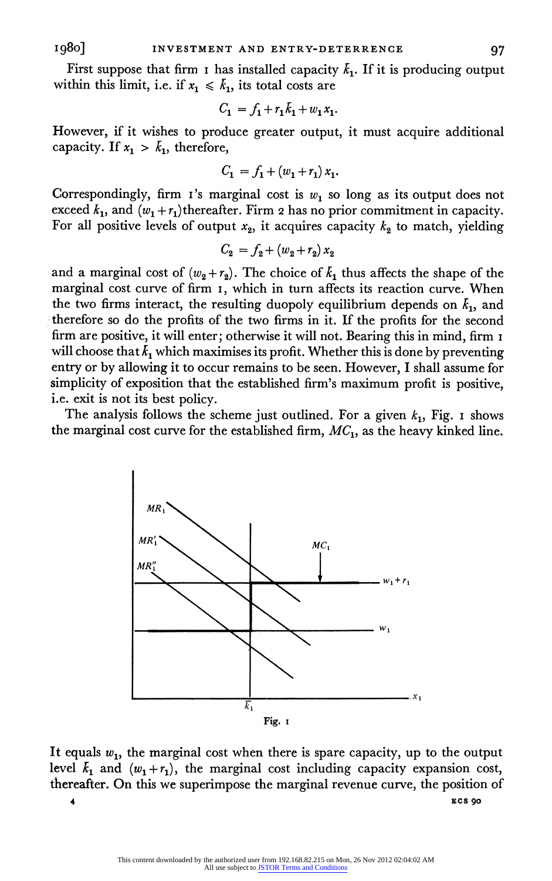First suppose that firm 1 has installed capacity $\bar{k}_1$. If it is producing output within this limit, i.e. if $x_1 \leqslant \bar{k}_1$, its total costs are

$$C_1 = f_1 + r_1 \bar{k}_1 + w_1 x_1.$$

However, if it wishes to produce greater output, it must acquire additional capacity. If $x_1 > \bar{k}_1$, therefore,

$$C_1 = f_1 + (w_1 + r_1)\, x_1.$$

Correspondingly, firm 1's marginal cost is $w_1$ so long as its output does not exceed $k_1$, and $(w_1 + r_1)$ thereafter. Firm 2 has no prior commitment in capacity. For all positive levels of output $x_2$, it acquires capacity $k_2$ to match, yielding

$$C_2 = f_2 + (w_2 + r_2)\, x_2$$

and a marginal cost of $(w_2 + r_2)$. The choice of $\bar{k}_1$ thus affects the shape of the marginal cost curve of firm 1, which in turn affects its reaction curve. When the two firms interact, the resulting duopoly equilibrium depends on $\bar{k}_1$, and therefore so do the profits of the two firms in it. If the profits for the second firm are positive, it will enter; otherwise it will not. Bearing this in mind, firm 1 will choose that $\bar{k}_1$ which maximises its profit. Whether this is done by preventing entry or by allowing it to occur remains to be seen. However, I shall assume for simplicity of exposition that the established firm's maximum profit is positive, i.e. exit is not its best policy.

The analysis follows the scheme just outlined. For a given $k_1$, Fig. 1 shows the marginal cost curve for the established firm, $MC_1$, as the heavy kinked line.

Fig. 1

It equals $w_1$, the marginal cost when there is spare capacity, up to the output level $\bar{k}_1$ and $(w_1 + r_1)$, the marginal cost including capacity expansion cost, thereafter. On this we superimpose the marginal revenue curve, the position of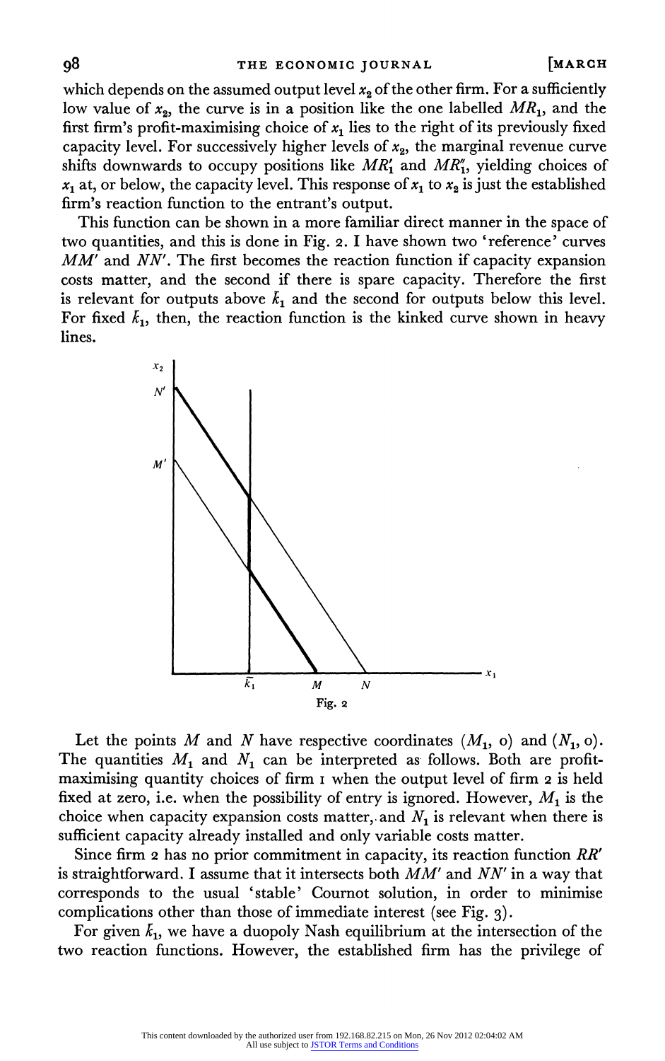which depends on the assumed output level $x_2$ of the other firm. For a sufficiently low value of $x_2$, the curve is in a position like the one labelled $MR_1$, and the first firm's profit-maximising choice of $x_1$ lies to the right of its previously fixed capacity level. For successively higher levels of $x_2$, the marginal revenue curve shifts downwards to occupy positions like $MR_1'$ and $MR_1''$, yielding choices of $x_1$ at, or below, the capacity level. This response of $x_1$ to $x_2$ is just the established firm's reaction function to the entrant's output.

This function can be shown in a more familiar direct manner in the space of two quantities, and this is done in Fig. 2. I have shown two 'reference' curves $MM'$ and $NN'$. The first becomes the reaction function if capacity expansion costs matter, and the second if there is spare capacity. Therefore the first is relevant for outputs above $\bar{k}_1$ and the second for outputs below this level. For fixed $\bar{k}_1$, then, the reaction function is the kinked curve shown in heavy lines.

Fig. 2

Let the points $M$ and $N$ have respective coordinates $(M_1, 0)$ and $(N_1, 0)$. The quantities $M_1$ and $N_1$ can be interpreted as follows. Both are profit-maximising quantity choices of firm 1 when the output level of firm 2 is held fixed at zero, i.e. when the possibility of entry is ignored. However, $M_1$ is the choice when capacity expansion costs matter, and $N_1$ is relevant when there is sufficient capacity already installed and only variable costs matter.

Since firm 2 has no prior commitment in capacity, its reaction function $RR'$ is straightforward. I assume that it intersects both $MM'$ and $NN'$ in a way that corresponds to the usual 'stable' Cournot solution, in order to minimise complications other than those of immediate interest (see Fig. 3).

For given $\bar{k}_1$, we have a duopoly Nash equilibrium at the intersection of the two reaction functions. However, the established firm has the privilege of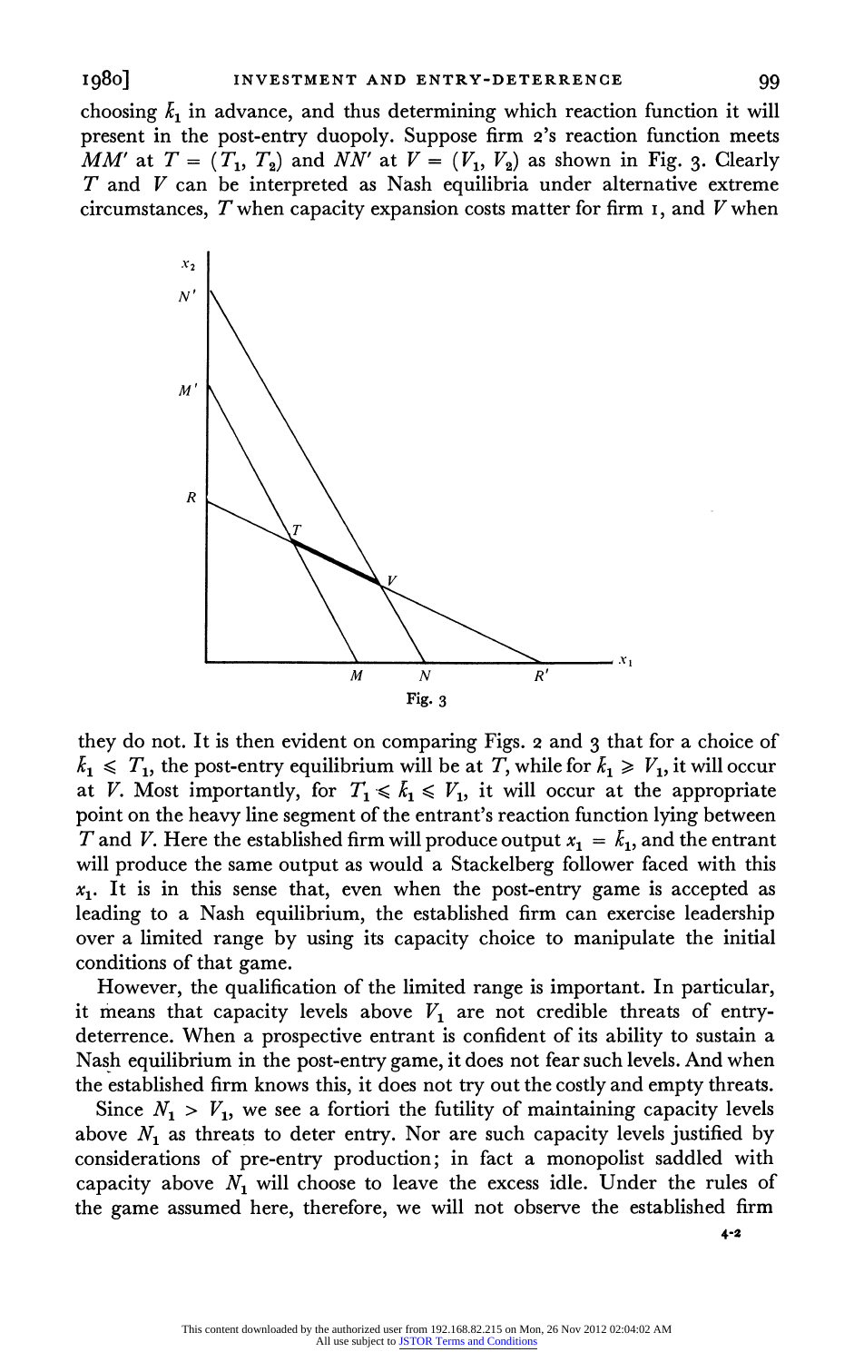choosing $\bar{k}_1$ in advance, and thus determining which reaction function it will present in the post-entry duopoly. Suppose firm 2's reaction function meets $MM'$ at $T = (T_1, T_2)$ and $NN'$ at $V = (V_1, V_2)$ as shown in Fig. 3. Clearly $T$ and $V$ can be interpreted as Nash equilibria under alternative extreme circumstances, $T$ when capacity expansion costs matter for firm 1, and $V$ when

Fig. 3

they do not. It is then evident on comparing Figs. 2 and 3 that for a choice of $\bar{k}_1 \leqslant T_1$, the post-entry equilibrium will be at $T$, while for $\bar{k}_1 \geqslant V_1$, it will occur at $V$. Most importantly, for $T_1 \leqslant \bar{k}_1 \leqslant V_1$, it will occur at the appropriate point on the heavy line segment of the entrant's reaction function lying between $T$ and $V$. Here the established firm will produce output $x_1 = \bar{k}_1$, and the entrant will produce the same output as would a Stackelberg follower faced with this $x_1$. It is in this sense that, even when the post-entry game is accepted as leading to a Nash equilibrium, the established firm can exercise leadership over a limited range by using its capacity choice to manipulate the initial conditions of that game.

However, the qualification of the limited range is important. In particular, it means that capacity levels above $V_1$ are not credible threats of entry-deterrence. When a prospective entrant is confident of its ability to sustain a Nash equilibrium in the post-entry game, it does not fear such levels. And when the established firm knows this, it does not try out the costly and empty threats.

Since $N_1 > V_1$, we see a fortiori the futility of maintaining capacity levels above $N_1$ as threats to deter entry. Nor are such capacity levels justified by considerations of pre-entry production; in fact a monopolist saddled with capacity above $N_1$ will choose to leave the excess idle. Under the rules of the game assumed here, therefore, we will not observe the established firm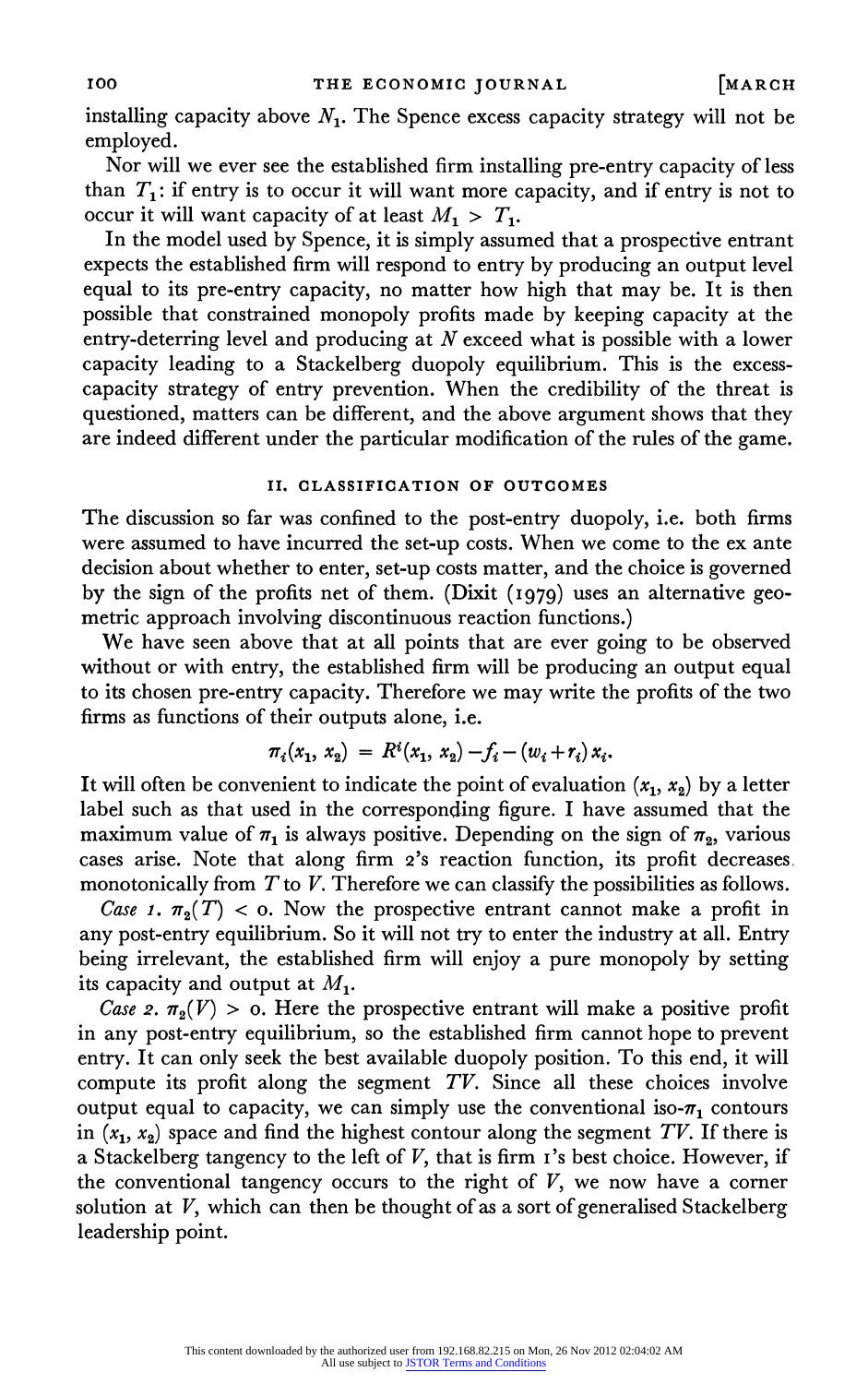installing capacity above $N_1$. The Spence excess capacity strategy will not be employed.

Nor will we ever see the established firm installing pre-entry capacity of less than $T_1$: if entry is to occur it will want more capacity, and if entry is not to occur it will want capacity of at least $M_1 > T_1$.

In the model used by Spence, it is simply assumed that a prospective entrant expects the established firm will respond to entry by producing an output level equal to its pre-entry capacity, no matter how high that may be. It is then possible that constrained monopoly profits made by keeping capacity at the entry-deterring level and producing at $N$ exceed what is possible with a lower capacity leading to a Stackelberg duopoly equilibrium. This is the excess-capacity strategy of entry prevention. When the credibility of the threat is questioned, matters can be different, and the above argument shows that they are indeed different under the particular modification of the rules of the game.

## II. CLASSIFICATION OF OUTCOMES

The discussion so far was confined to the post-entry duopoly, i.e. both firms were assumed to have incurred the set-up costs. When we come to the ex ante decision about whether to enter, set-up costs matter, and the choice is governed by the sign of the profits net of them. (Dixit (1979) uses an alternative geometric approach involving discontinuous reaction functions.)

We have seen above that at all points that are ever going to be observed without or with entry, the established firm will be producing an output equal to its chosen pre-entry capacity. Therefore we may write the profits of the two firms as functions of their outputs alone, i.e.

$$\pi_i(x_1, x_2) = R^i(x_1, x_2) - f_i - (w_i + r_i)\, x_i.$$

It will often be convenient to indicate the point of evaluation $(x_1, x_2)$ by a letter label such as that used in the corresponding figure. I have assumed that the maximum value of $\pi_1$ is always positive. Depending on the sign of $\pi_2$, various cases arise. Note that along firm 2's reaction function, its profit decreases monotonically from $T$ to $V$. Therefore we can classify the possibilities as follows.

*Case 1.* $\pi_2(T) < 0$. Now the prospective entrant cannot make a profit in any post-entry equilibrium. So it will not try to enter the industry at all. Entry being irrelevant, the established firm will enjoy a pure monopoly by setting its capacity and output at $M_1$.

*Case 2.* $\pi_2(V) > 0$. Here the prospective entrant will make a positive profit in any post-entry equilibrium, so the established firm cannot hope to prevent entry. It can only seek the best available duopoly position. To this end, it will compute its profit along the segment $TV$. Since all these choices involve output equal to capacity, we can simply use the conventional iso-$\pi_1$ contours in $(x_1, x_2)$ space and find the highest contour along the segment $TV$. If there is a Stackelberg tangency to the left of $V$, that is firm 1's best choice. However, if the conventional tangency occurs to the right of $V$, we now have a corner solution at $V$, which can then be thought of as a sort of generalised Stackelberg leadership point.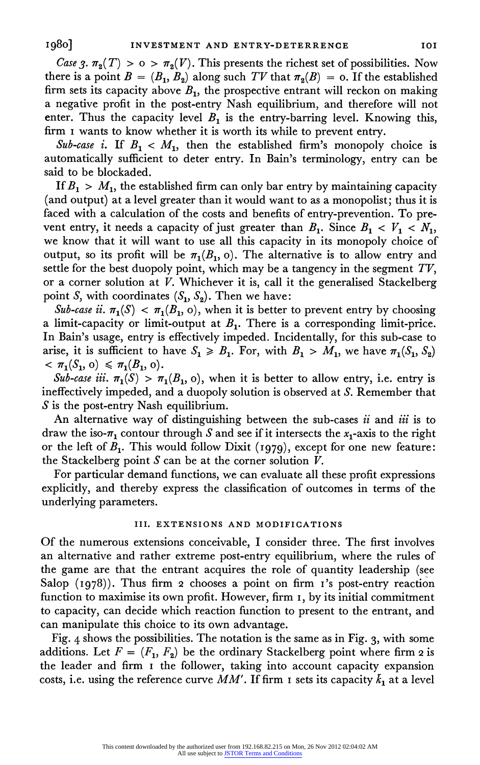*Case 3.* $\pi_2(T) > 0 > \pi_2(V)$. This presents the richest set of possibilities. Now there is a point $B = (B_1, B_2)$ along such $TV$ that $\pi_2(B) = 0$. If the established firm sets its capacity above $B_1$, the prospective entrant will reckon on making a negative profit in the post-entry Nash equilibrium, and therefore will not enter. Thus the capacity level $B_1$ is the entry-barring level. Knowing this, firm 1 wants to know whether it is worth its while to prevent entry.

*Sub-case i.* If $B_1 < M_1$, then the established firm's monopoly choice is automatically sufficient to deter entry. In Bain's terminology, entry can be said to be blockaded.

If $B_1 > M_1$, the established firm can only bar entry by maintaining capacity (and output) at a level greater than it would want to as a monopolist; thus it is faced with a calculation of the costs and benefits of entry-prevention. To prevent entry, it needs a capacity of just greater than $B_1$. Since $B_1 < V_1 < N_1$, we know that it will want to use all this capacity in its monopoly choice of output, so its profit will be $\pi_1(B_1, 0)$. The alternative is to allow entry and settle for the best duopoly point, which may be a tangency in the segment $TV$, or a corner solution at $V$. Whichever it is, call it the generalised Stackelberg point $S$, with coordinates $(S_1, S_2)$. Then we have:

*Sub-case ii.* $\pi_1(S) < \pi_1(B_1, 0)$, when it is better to prevent entry by choosing a limit-capacity or limit-output at $B_1$. There is a corresponding limit-price. In Bain's usage, entry is effectively impeded. Incidentally, for this sub-case to arise, it is sufficient to have $S_1 \geqslant B_1$. For, with $B_1 > M_1$, we have $\pi_1(S_1, S_2) < \pi_1(S_1, 0) \leqslant \pi_1(B_1, 0)$.

*Sub-case iii.* $\pi_1(S) > \pi_1(B_1, 0)$, when it is better to allow entry, i.e. entry is ineffectively impeded, and a duopoly solution is observed at $S$. Remember that $S$ is the post-entry Nash equilibrium.

An alternative way of distinguishing between the sub-cases *ii* and *iii* is to draw the iso-$\pi_1$ contour through $S$ and see if it intersects the $x_1$-axis to the right or the left of $B_1$. This would follow Dixit (1979), except for one new feature: the Stackelberg point $S$ can be at the corner solution $V$.

For particular demand functions, we can evaluate all these profit expressions explicitly, and thereby express the classification of outcomes in terms of the underlying parameters.

## III. EXTENSIONS AND MODIFICATIONS

Of the numerous extensions conceivable, I consider three. The first involves an alternative and rather extreme post-entry equilibrium, where the rules of the game are that the entrant acquires the role of quantity leadership (see Salop (1978)). Thus firm 2 chooses a point on firm 1's post-entry reaction function to maximise its own profit. However, firm 1, by its initial commitment to capacity, can decide which reaction function to present to the entrant, and can manipulate this choice to its own advantage.

Fig. 4 shows the possibilities. The notation is the same as in Fig. 3, with some additions. Let $F = (F_1, F_2)$ be the ordinary Stackelberg point where firm 2 is the leader and firm 1 the follower, taking into account capacity expansion costs, i.e. using the reference curve $MM'$. If firm 1 sets its capacity $\bar{k}_1$ at a level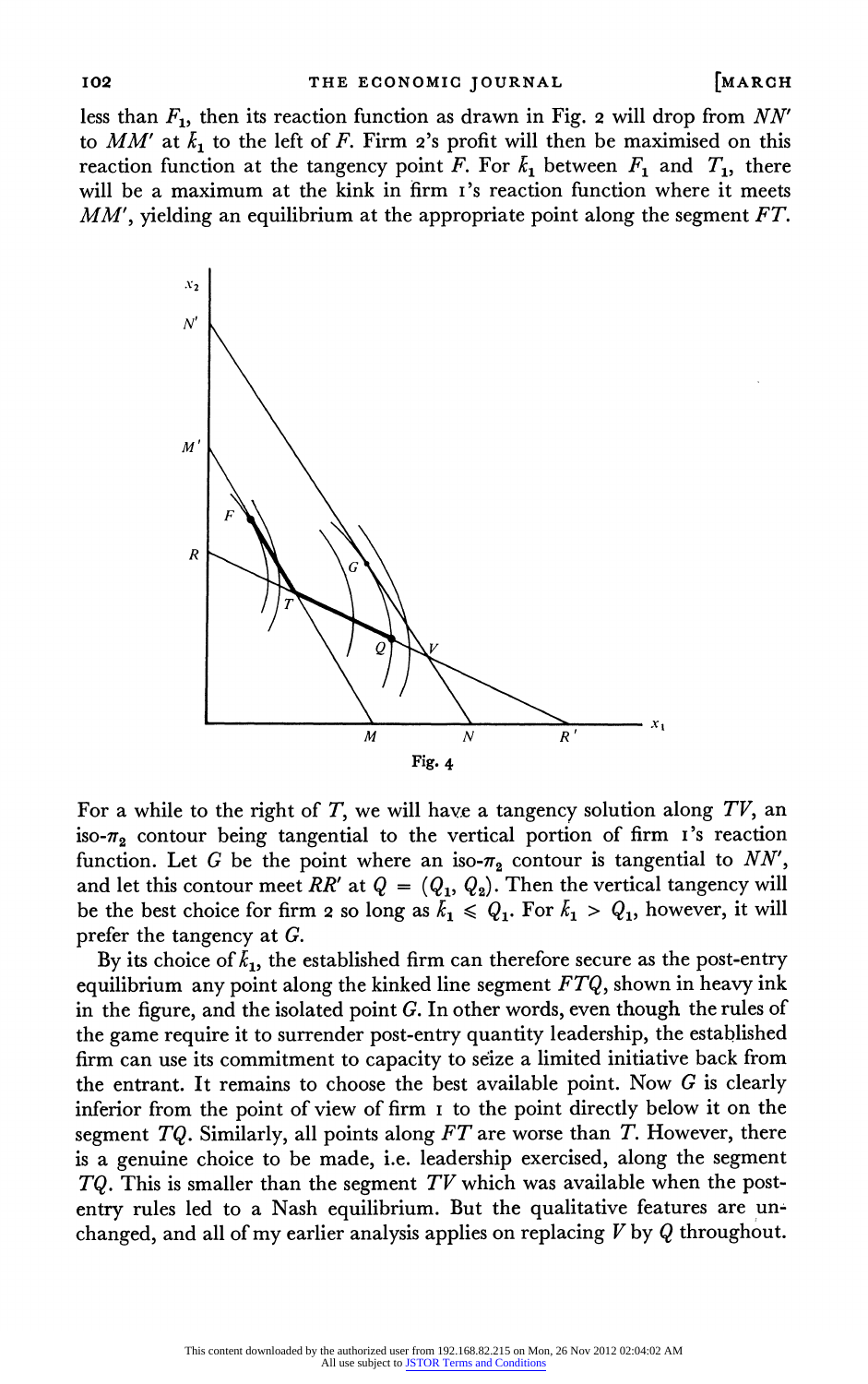less than $F_1$, then its reaction function as drawn in Fig. 2 will drop from $NN'$ to $MM'$ at $\bar{k}_1$ to the left of $F$. Firm 2's profit will then be maximised on this reaction function at the tangency point $F$. For $\bar{k}_1$ between $F_1$ and $T_1$, there will be a maximum at the kink in firm 1's reaction function where it meets $MM'$, yielding an equilibrium at the appropriate point along the segment $FT$.

Fig. 4

For a while to the right of $T$, we will have a tangency solution along $TV$, an iso-$\pi_2$ contour being tangential to the vertical portion of firm 1's reaction function. Let $G$ be the point where an iso-$\pi_2$ contour is tangential to $NN'$, and let this contour meet $RR'$ at $Q = (Q_1, Q_2)$. Then the vertical tangency will be the best choice for firm 2 so long as $\bar{k}_1 \leqslant Q_1$. For $\bar{k}_1 > Q_1$, however, it will prefer the tangency at $G$.

By its choice of $\bar{k}_1$, the established firm can therefore secure as the post-entry equilibrium any point along the kinked line segment $FTQ$, shown in heavy ink in the figure, and the isolated point $G$. In other words, even though the rules of the game require it to surrender post-entry quantity leadership, the established firm can use its commitment to capacity to seize a limited initiative back from the entrant. It remains to choose the best available point. Now $G$ is clearly inferior from the point of view of firm 1 to the point directly below it on the segment $TQ$. Similarly, all points along $FT$ are worse than $T$. However, there is a genuine choice to be made, i.e. leadership exercised, along the segment $TQ$. This is smaller than the segment $TV$ which was available when the post-entry rules led to a Nash equilibrium. But the qualitative features are unchanged, and all of my earlier analysis applies on replacing $V$ by $Q$ throughout.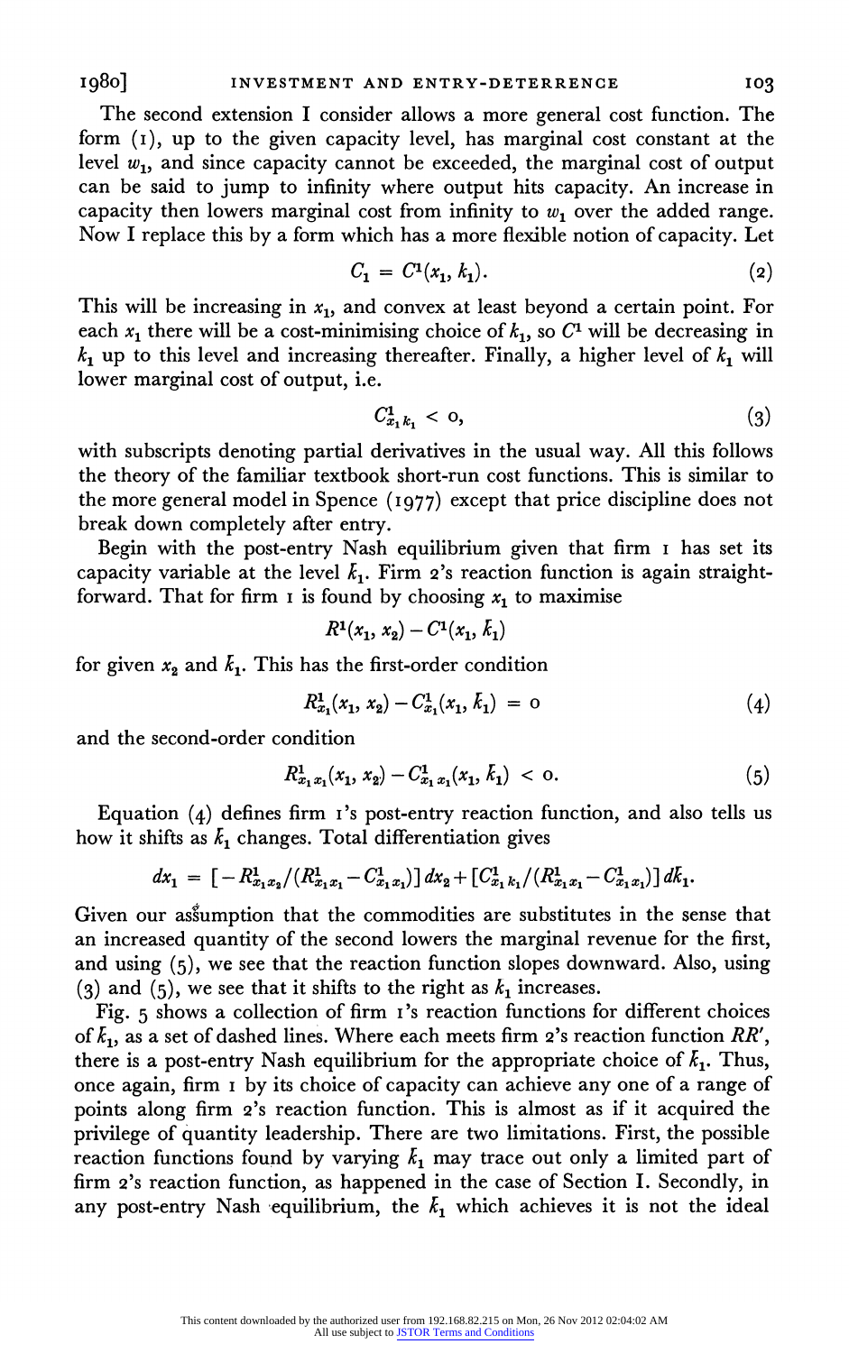The second extension I consider allows a more general cost function. The form (1), up to the given capacity level, has marginal cost constant at the level $w_1$, and since capacity cannot be exceeded, the marginal cost of output can be said to jump to infinity where output hits capacity. An increase in capacity then lowers marginal cost from infinity to $w_1$ over the added range. Now I replace this by a form which has a more flexible notion of capacity. Let

$$C_1 = C^1(x_1, k_1). \tag{2}$$

This will be increasing in $x_1$, and convex at least beyond a certain point. For each $x_1$ there will be a cost-minimising choice of $k_1$, so $C^1$ will be decreasing in $k_1$ up to this level and increasing thereafter. Finally, a higher level of $k_1$ will lower marginal cost of output, i.e.

$$C^1_{x_1 k_1} < 0, \tag{3}$$

with subscripts denoting partial derivatives in the usual way. All this follows the theory of the familiar textbook short-run cost functions. This is similar to the more general model in Spence (1977) except that price discipline does not break down completely after entry.

Begin with the post-entry Nash equilibrium given that firm 1 has set its capacity variable at the level $\bar{k}_1$. Firm 2's reaction function is again straightforward. That for firm 1 is found by choosing $x_1$ to maximise

$$R^1(x_1, x_2) - C^1(x_1, \bar{k}_1)$$

for given $x_2$ and $\bar{k}_1$. This has the first-order condition

$$R^1_{x_1}(x_1, x_2) - C^1_{x_1}(x_1, \bar{k}_1) = 0 \tag{4}$$

and the second-order condition

$$R^1_{x_1 x_1}(x_1, x_2) - C^1_{x_1 x_1}(x_1, \bar{k}_1) < 0. \tag{5}$$

Equation (4) defines firm 1's post-entry reaction function, and also tells us how it shifts as $\bar{k}_1$ changes. Total differentiation gives

$$dx_1 = [-R^1_{x_1 x_2}/(R^1_{x_1 x_1} - C^1_{x_1 x_1})]\,dx_2 + [C^1_{x_1 k_1}/(R^1_{x_1 x_1} - C^1_{x_1 x_1})]\,d\bar{k}_1.$$

Given our assumption that the commodities are substitutes in the sense that an increased quantity of the second lowers the marginal revenue for the first, and using (5), we see that the reaction function slopes downward. Also, using (3) and (5), we see that it shifts to the right as $k_1$ increases.

Fig. 5 shows a collection of firm 1's reaction functions for different choices of $\bar{k}_1$, as a set of dashed lines. Where each meets firm 2's reaction function $RR'$, there is a post-entry Nash equilibrium for the appropriate choice of $\bar{k}_1$. Thus, once again, firm 1 by its choice of capacity can achieve any one of a range of points along firm 2's reaction function. This is almost as if it acquired the privilege of quantity leadership. There are two limitations. First, the possible reaction functions found by varying $\bar{k}_1$ may trace out only a limited part of firm 2's reaction function, as happened in the case of Section I. Secondly, in any post-entry Nash equilibrium, the $\bar{k}_1$ which achieves it is not the ideal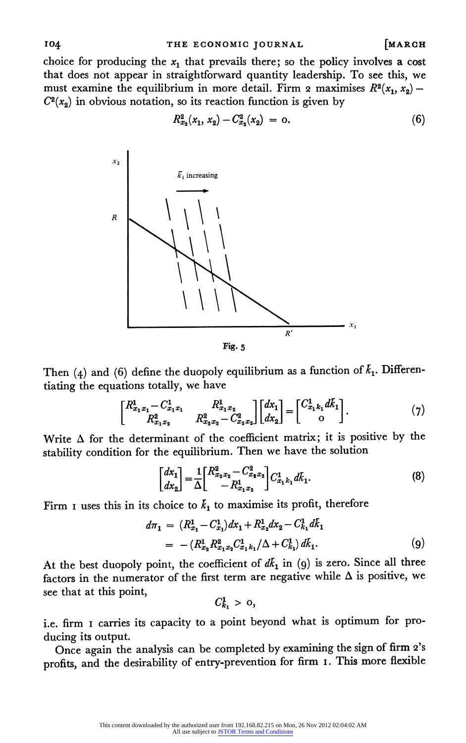choice for producing the $x_1$ that prevails there; so the policy involves a cost that does not appear in straightforward quantity leadership. To see this, we must examine the equilibrium in more detail. Firm 2 maximises $R^2(x_1, x_2) - C^2(x_2)$ in obvious notation, so its reaction function is given by

$$R^2_{x_2}(x_1, x_2) - C^2_{x_2}(x_2) = 0. \tag{6}$$

Fig. 5

Then (4) and (6) define the duopoly equilibrium as a function of $\bar{k}_1$. Differentiating the equations totally, we have

$$\begin{bmatrix} R^1_{x_1x_1} - C^1_{x_1x_1} & R^1_{x_1x_2} \\ R^2_{x_1x_2} & R^2_{x_2x_2} - C^2_{x_2x_2} \end{bmatrix} \begin{bmatrix} dx_1 \\ dx_2 \end{bmatrix} = \begin{bmatrix} C^1_{x_1k_1} d\bar{k}_1 \\ 0 \end{bmatrix}. \tag{7}$$

Write $\Delta$ for the determinant of the coefficient matrix; it is positive by the stability condition for the equilibrium. Then we have the solution

$$\begin{bmatrix} dx_1 \\ dx_2 \end{bmatrix} = \frac{1}{\Delta} \begin{bmatrix} R^2_{x_2x_2} - C^2_{x_2x_2} \\ -R^1_{x_1x_2} \end{bmatrix} C^1_{x_1k_1} d\bar{k}_1. \tag{8}$$

Firm 1 uses this in its choice to $\bar{k}_1$ to maximise its profit, therefore

$$\begin{aligned} d\pi_1 &= (R^1_{x_1} - C^1_{x_1}) dx_1 + R^1_{x_2} dx_2 - C^1_{k_1} d\bar{k}_1 \\ &= -(R^1_{x_2} R^2_{x_1x_2} C^1_{x_1k_1}/\Delta + C^1_{k_1})\, d\bar{k}_1. \end{aligned} \tag{9}$$

At the best duopoly point, the coefficient of $d\bar{k}_1$ in (9) is zero. Since all three factors in the numerator of the first term are negative while $\Delta$ is positive, we see that at this point,

$$C^1_{k_1} > 0,$$

i.e. firm 1 carries its capacity to a point beyond what is optimum for producing its output.

Once again the analysis can be completed by examining the sign of firm 2's profits, and the desirability of entry-prevention for firm 1. This more flexible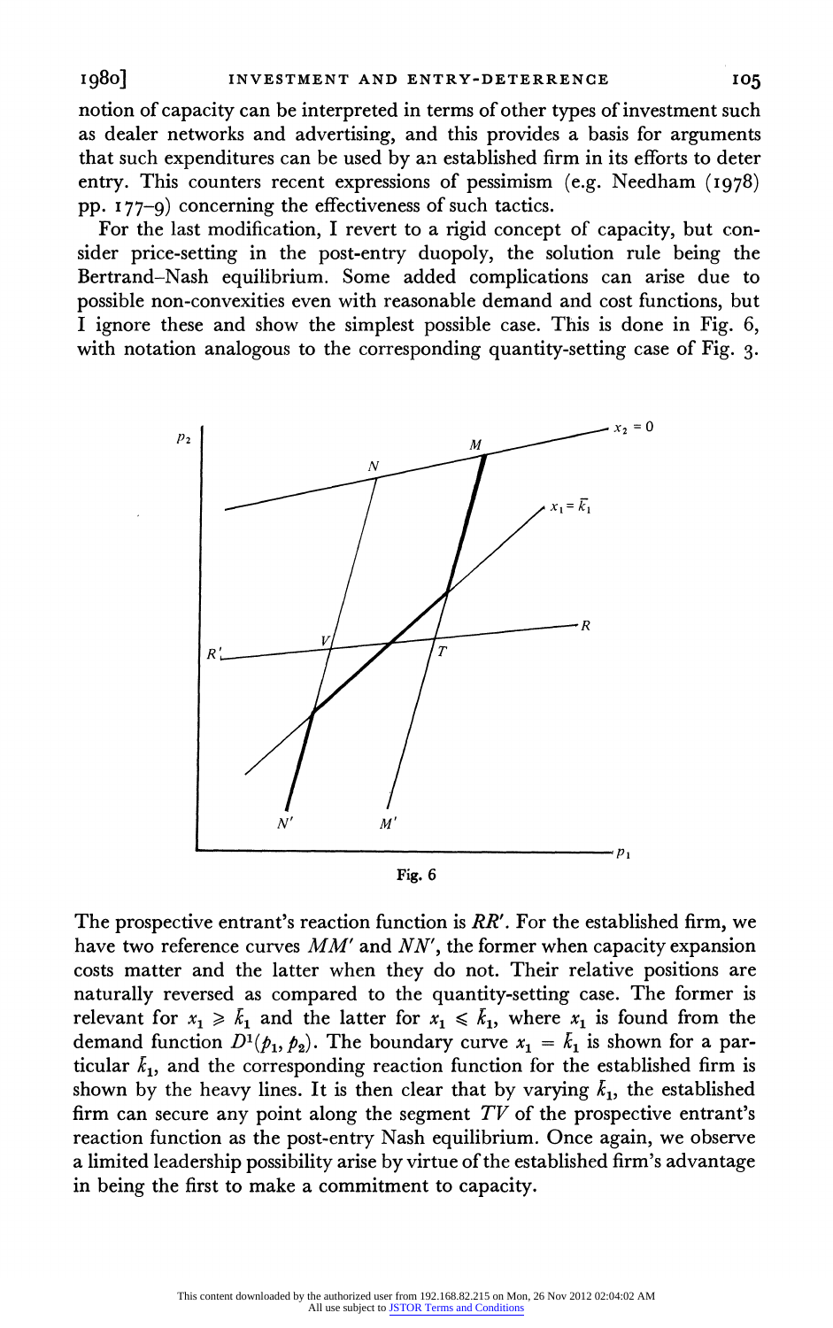notion of capacity can be interpreted in terms of other types of investment such as dealer networks and advertising, and this provides a basis for arguments that such expenditures can be used by an established firm in its efforts to deter entry. This counters recent expressions of pessimism (e.g. Needham (1978) pp. 177–9) concerning the effectiveness of such tactics.

For the last modification, I revert to a rigid concept of capacity, but consider price-setting in the post-entry duopoly, the solution rule being the Bertrand–Nash equilibrium. Some added complications can arise due to possible non-convexities even with reasonable demand and cost functions, but I ignore these and show the simplest possible case. This is done in Fig. 6, with notation analogous to the corresponding quantity-setting case of Fig. 3.

**Fig. 6**

The prospective entrant's reaction function is $RR'$. For the established firm, we have two reference curves $MM'$ and $NN'$, the former when capacity expansion costs matter and the latter when they do not. Their relative positions are naturally reversed as compared to the quantity-setting case. The former is relevant for $x_1 \geqslant \bar{k}_1$ and the latter for $x_1 \leqslant \bar{k}_1$, where $x_1$ is found from the demand function $D^1(p_1, p_2)$. The boundary curve $x_1 = \bar{k}_1$ is shown for a particular $\bar{k}_1$, and the corresponding reaction function for the established firm is shown by the heavy lines. It is then clear that by varying $\bar{k}_1$, the established firm can secure any point along the segment $TV$ of the prospective entrant's reaction function as the post-entry Nash equilibrium. Once again, we observe a limited leadership possibility arise by virtue of the established firm's advantage in being the first to make a commitment to capacity.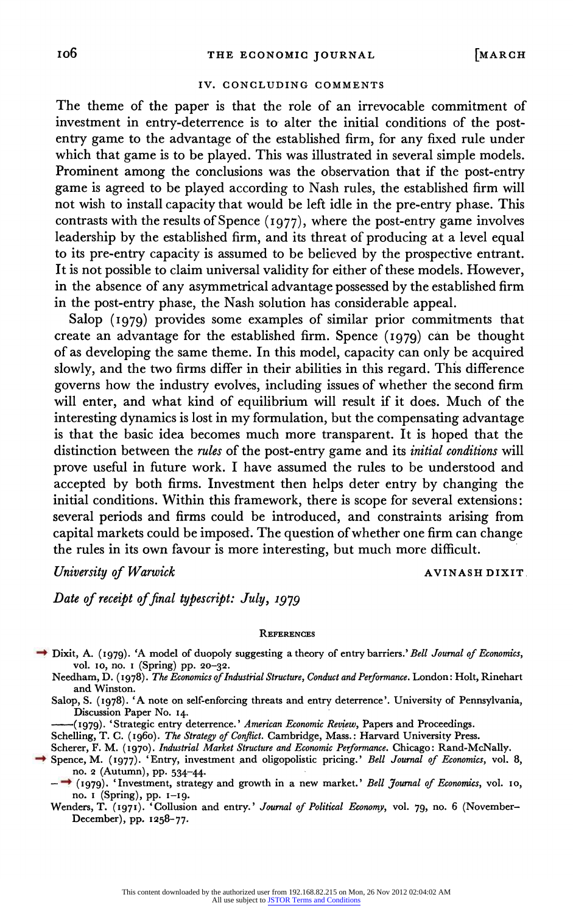## IV. CONCLUDING COMMENTS

The theme of the paper is that the role of an irrevocable commitment of investment in entry-deterrence is to alter the initial conditions of the post-entry game to the advantage of the established firm, for any fixed rule under which that game is to be played. This was illustrated in several simple models. Prominent among the conclusions was the observation that if the post-entry game is agreed to be played according to Nash rules, the established firm will not wish to install capacity that would be left idle in the pre-entry phase. This contrasts with the results of Spence (1977), where the post-entry game involves leadership by the established firm, and its threat of producing at a level equal to its pre-entry capacity is assumed to be believed by the prospective entrant. It is not possible to claim universal validity for either of these models. However, in the absence of any asymmetrical advantage possessed by the established firm in the post-entry phase, the Nash solution has considerable appeal.

Salop (1979) provides some examples of similar prior commitments that create an advantage for the established firm. Spence (1979) can be thought of as developing the same theme. In this model, capacity can only be acquired slowly, and the two firms differ in their abilities in this regard. This difference governs how the industry evolves, including issues of whether the second firm will enter, and what kind of equilibrium will result if it does. Much of the interesting dynamics is lost in my formulation, but the compensating advantage is that the basic idea becomes much more transparent. It is hoped that the distinction between the *rules* of the post-entry game and its *initial conditions* will prove useful in future work. I have assumed the rules to be understood and accepted by both firms. Investment then helps deter entry by changing the initial conditions. Within this framework, there is scope for several extensions: several periods and firms could be introduced, and constraints arising from capital markets could be imposed. The question of whether one firm can change the rules in its own favour is more interesting, but much more difficult.

*University of Warwick* AVINASH DIXIT

*Date of receipt of final typescript: July, 1979*

### REFERENCES

Dixit, A. (1979). 'A model of duopoly suggesting a theory of entry barriers.' *Bell Journal of Economics*, vol. 10, no. 1 (Spring) pp. 20–32.

Needham, D. (1978). *The Economics of Industrial Structure, Conduct and Performance*. London: Holt, Rinehart and Winston.

Salop, S. (1978). 'A note on self-enforcing threats and entry deterrence'. University of Pennsylvania, Discussion Paper No. 14.

——(1979). 'Strategic entry deterrence.' *American Economic Review*, Papers and Proceedings.

Schelling, T. C. (1960). *The Strategy of Conflict*. Cambridge, Mass.: Harvard University Press.

Scherer, F. M. (1970). *Industrial Market Structure and Economic Performance*. Chicago: Rand-McNally.

Spence, M. (1977). 'Entry, investment and oligopolistic pricing.' *Bell Journal of Economics*, vol. 8, no. 2 (Autumn), pp. 534–44.

—— (1979). 'Investment, strategy and growth in a new market.' *Bell Journal of Economics*, vol. 10, no. 1 (Spring), pp. 1–19.

Wenders, T. (1971). 'Collusion and entry.' *Journal of Political Economy*, vol. 79, no. 6 (November–December), pp. 1258–77.